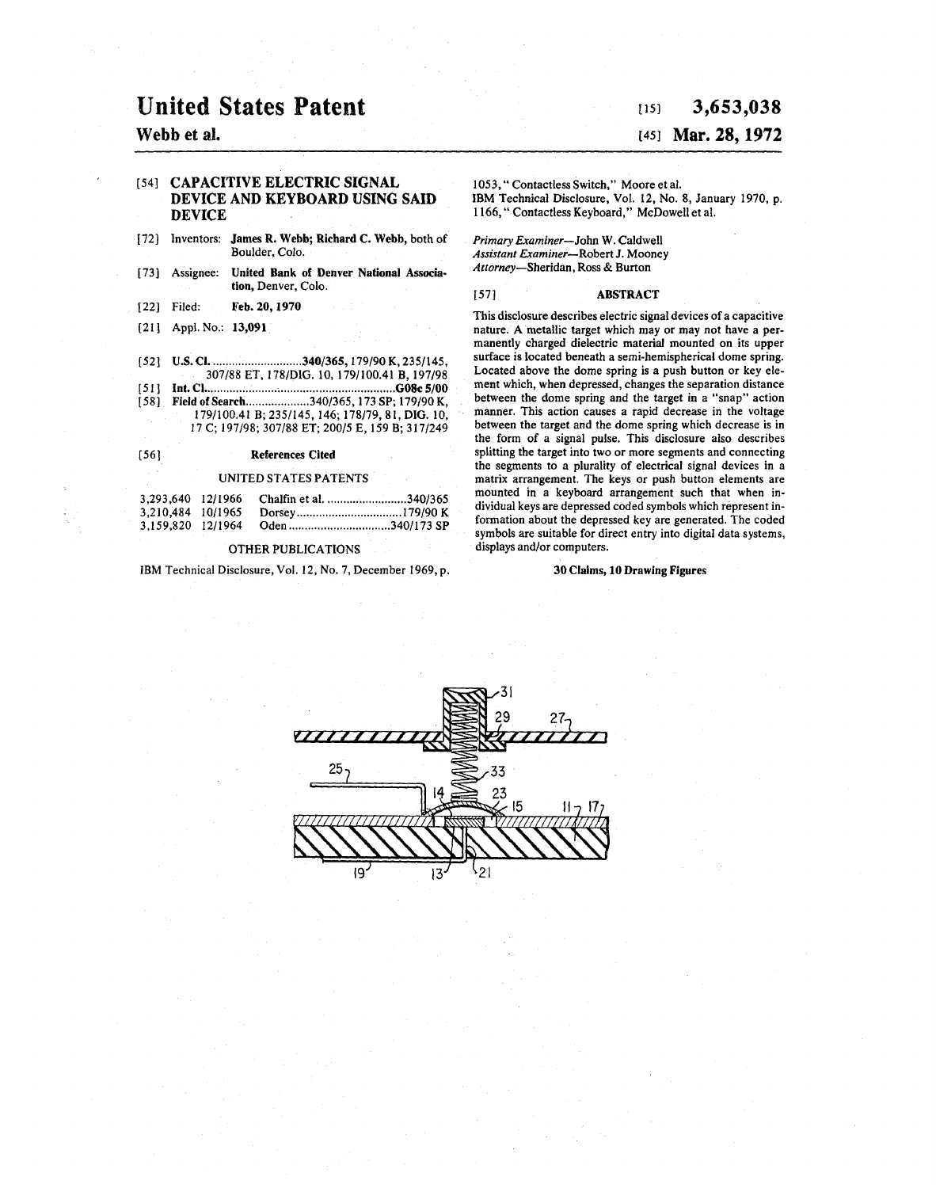# United States Patent

**Webb et al.**

[15] **3,653,038**

[45] **Mar. 28, 1972**

[54] **CAPACITIVE ELECTRIC SIGNAL DEVICE AND KEYBOARD USING SAID DEVICE**

[72] Inventors: **James R. Webb; Richard C. Webb,** both of Boulder, Colo.

[73] Assignee: **United Bank of Denver National Association,** Denver, Colo.

[22] Filed: **Feb. 20, 1970**

[21] Appl. No.: **13,091**

[52] **U.S. Cl.** ............................**340/365,** 179/90 K, 235/145, 307/88 ET, 178/DIG. 10, 179/100.41 B, 197/98

[51] **Int. Cl.** ..........................................................**G08c 5/00**

[58] **Field of Search**....................340/365, 173 SP; 179/90 K, 179/100.41 B; 235/145, 146; 178/79, 81, DIG. 10, 17 C; 197/98; 307/88 ET; 200/5 E, 159 B; 317/249

[56] **References Cited**

UNITED STATES PATENTS

| | | | |
|---|---|---|---|
| 3,293,640 | 12/1966 | Chalfin et al. | 340/365 |
| 3,210,484 | 10/1965 | Dorsey | 179/90 K |
| 3,159,820 | 12/1964 | Oden | 340/173 SP |

OTHER PUBLICATIONS

IBM Technical Disclosure, Vol. 12, No. 7, December 1969, p. 1053, " Contactless Switch," Moore et al.

IBM Technical Disclosure, Vol. 12, No. 8, January 1970, p. 1166, " Contactless Keyboard," McDowell et al.

*Primary Examiner*—John W. Caldwell
*Assistant Examiner*—Robert J. Mooney
*Attorney*—Sheridan, Ross & Burton

[57] **ABSTRACT**

This disclosure describes electric signal devices of a capacitive nature. A metallic target which may or may not have a permanently charged dielectric material mounted on its upper surface is located beneath a semi-hemispherical dome spring. Located above the dome spring is a push button or key element which, when depressed, changes the separation distance between the dome spring and the target in a "snap" action manner. This action causes a rapid decrease in the voltage between the target and the dome spring which decrease is in the form of a signal pulse. This disclosure also describes splitting the target into two or more segments and connecting the segments to a plurality of electrical signal devices in a matrix arrangement. The keys or push button elements are mounted in a keyboard arrangement such that when individual keys are depressed coded symbols which represent information about the depressed key are generated. The coded symbols are suitable for direct entry into digital data systems, displays and/or computers.

**30 Claims, 10 Drawing Figures**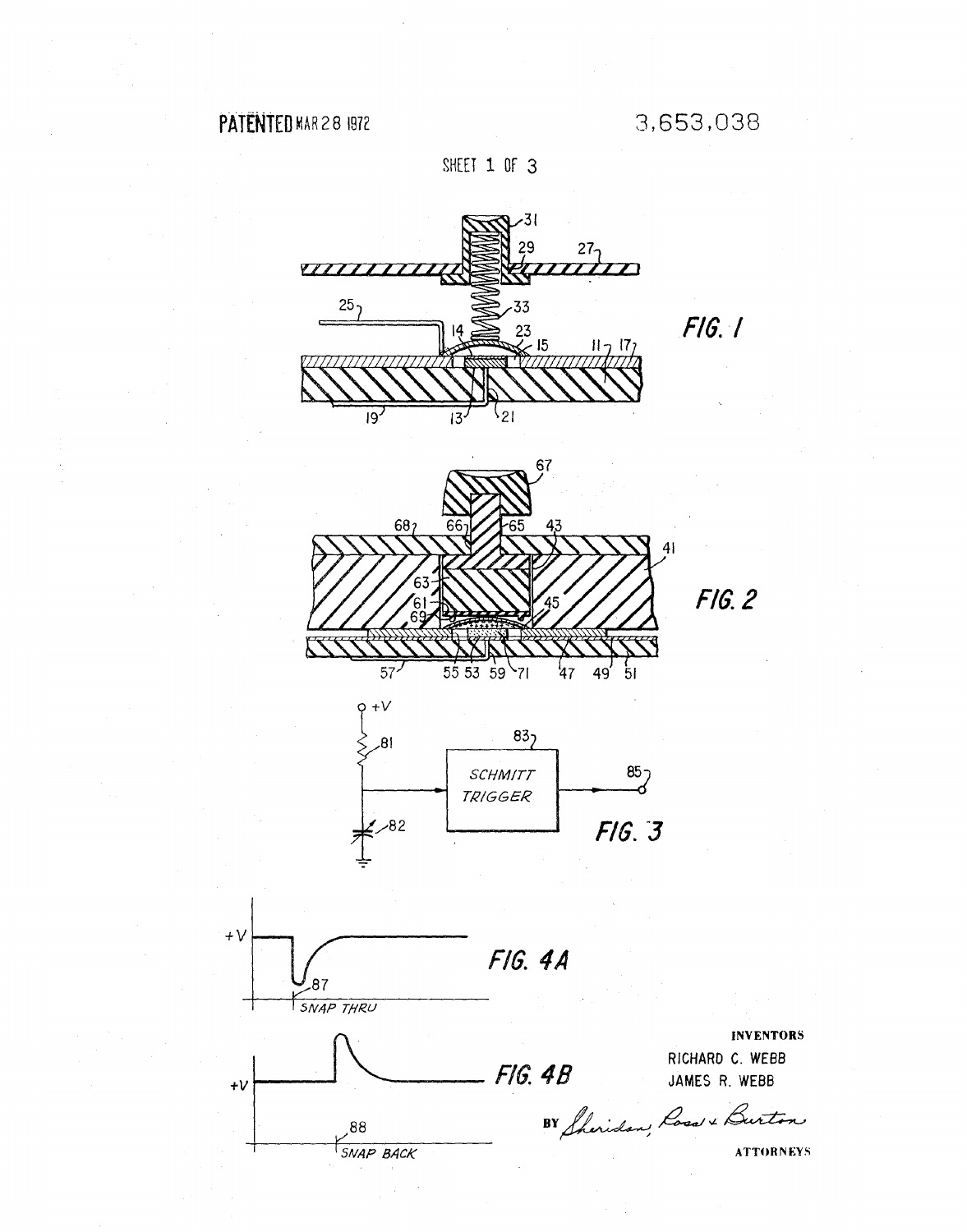PATENTED MAR 28 1972

3,653,038

SHEET 1 OF 3

FIG. 1

FIG. 2

FIG. 3

SCHMITT TRIGGER

FIG. 4A

SNAP THRU

FIG. 4B

SNAP BACK

INVENTORS
RICHARD C. WEBB
JAMES R. WEBB

BY Sheridan, Ross & Burton

ATTORNEYS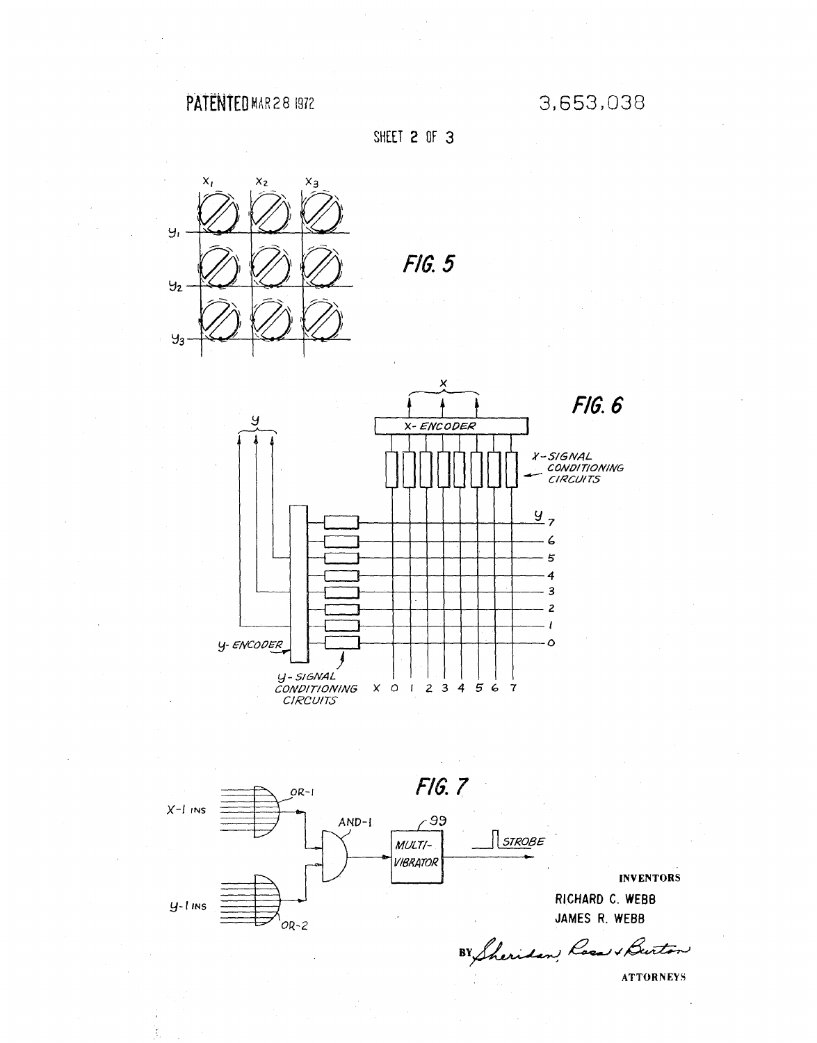PATENTED MAR 28 1972

3,653,038

SHEET 2 OF 3

FIG. 5

FIG. 6

FIG. 7

INVENTORS

RICHARD C. WEBB

JAMES R. WEBB

BY Sheridan, Ross & Burton

ATTORNEYS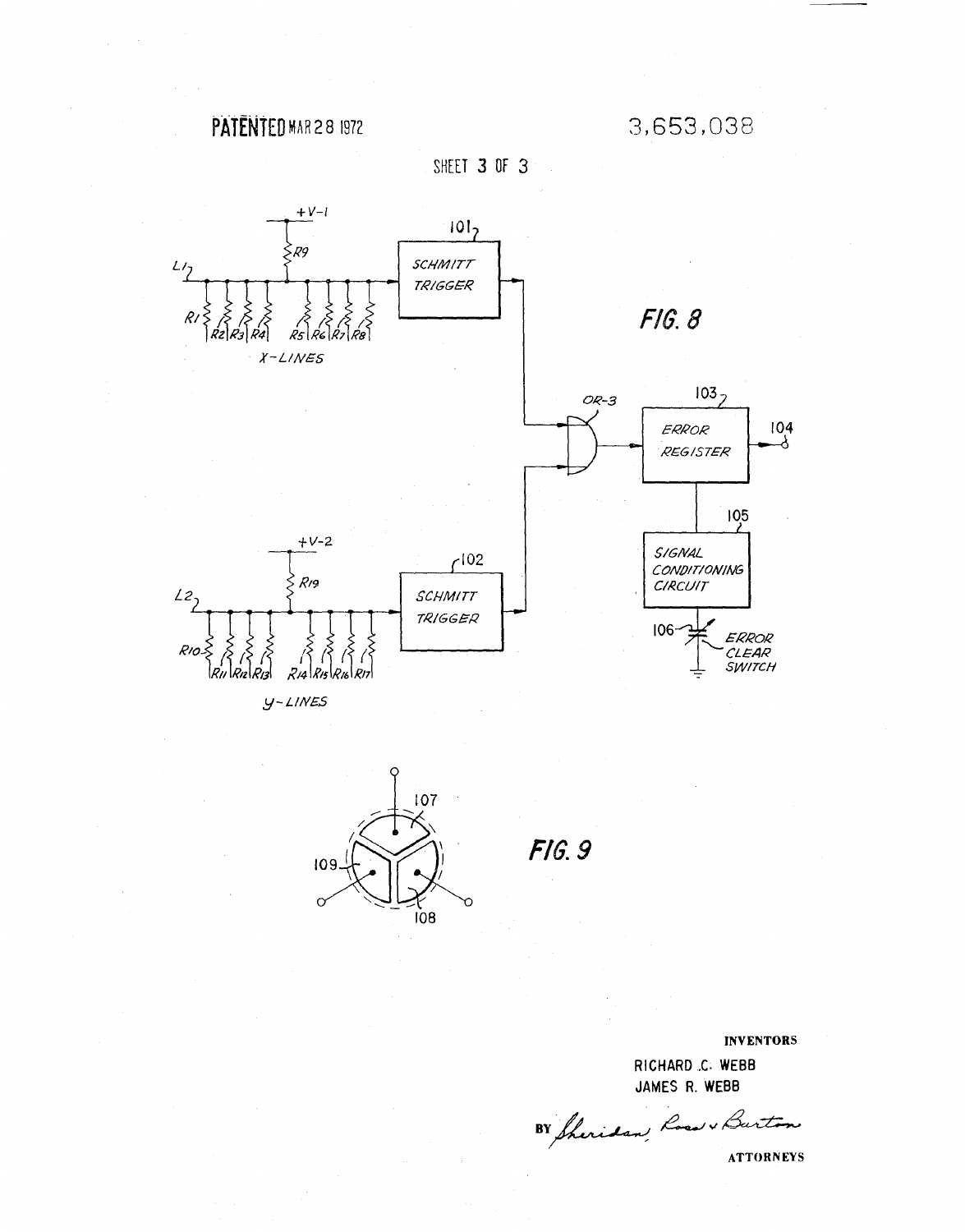PATENTED MAR 28 1972

3,653,038

SHEET 3 OF 3

FIG. 8

FIG. 9

INVENTORS

RICHARD C. WEBB
JAMES R. WEBB

BY Sheridan, Ross & Burton

ATTORNEYS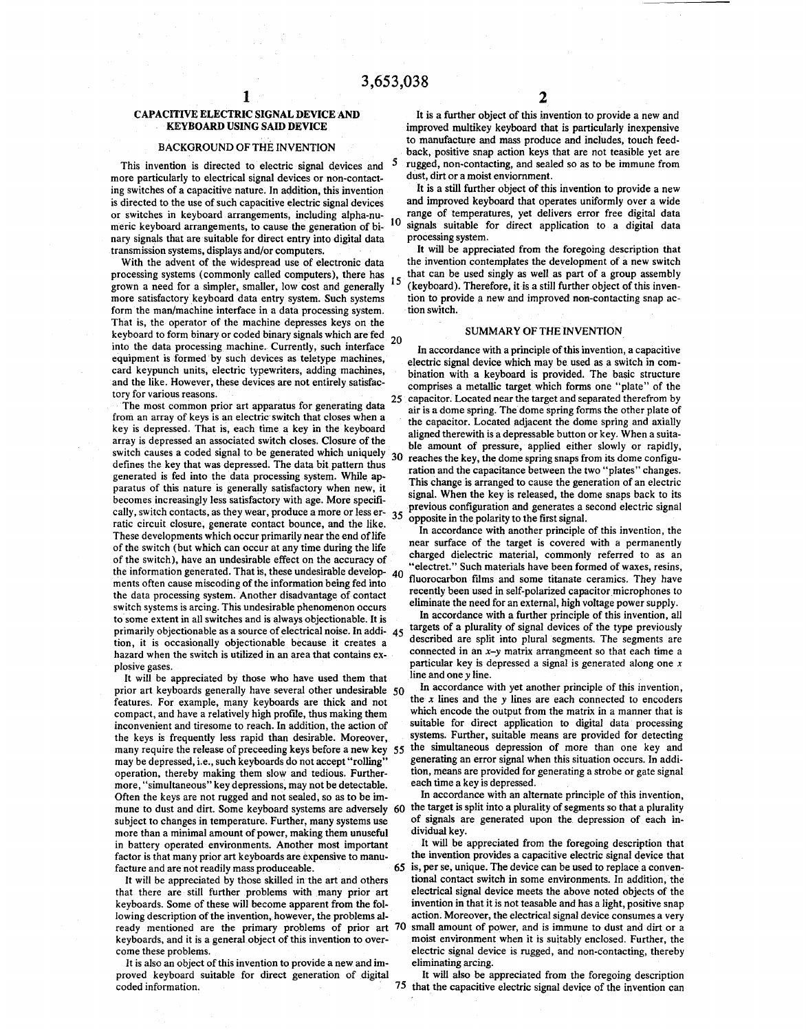# CAPACITIVE ELECTRIC SIGNAL DEVICE AND KEYBOARD USING SAID DEVICE

## BACKGROUND OF THE INVENTION

This invention is directed to electric signal devices and more particularly to electrical signal devices or non-contacting switches of a capacitive nature. In addition, this invention is directed to the use of such capacitive electric signal devices or switches in keyboard arrangements, including alpha-numeric keyboard arrangements, to cause the generation of binary signals that are suitable for direct entry into digital data transmission systems, displays and/or computers.

With the advent of the widespread use of electronic data processing systems (commonly called computers), there has grown a need for a simpler, smaller, low cost and generally more satisfactory keyboard data entry system. Such systems form the man/machine interface in a data processing system. That is, the operator of the machine depresses keys on the keyboard to form binary or coded binary signals which are fed into the data processing machine. Currently, such interface equipment is formed by such devices as teletype machines, card keypunch units, electric typewriters, adding machines, and the like. However, these devices are not entirely satisfactory for various reasons.

The most common prior art apparatus for generating data from an array of keys is an electric switch that closes when a key is depressed. That is, each time a key in the keyboard array is depressed an associated switch closes. Closure of the switch causes a coded signal to be generated which uniquely defines the key that was depressed. The data bit pattern thus generated is fed into the data processing system. While apparatus of this nature is generally satisfactory when new, it becomes increasingly less satisfactory with age. More specifically, switch contacts, as they wear, produce a more or less erratic circuit closure, generate contact bounce, and the like. These developments which occur primarily near the end of life of the switch (but which can occur at any time during the life of the switch), have an undesirable effect on the accuracy of the information generated. That is, these undesirable developments often cause miscoding of the information being fed into the data processing system. Another disadvantage of contact switch systems is arcing. This undesirable phenomenon occurs to some extent in all switches and is always objectionable. It is primarily objectionable as a source of electrical noise. In addition, it is occasionally objectionable because it creates a hazard when the switch is utilized in an area that contains explosive gases.

It will be appreciated by those who have used them that prior art keyboards generally have several other undesirable features. For example, many keyboards are thick and not compact, and have a relatively high profile, thus making them inconvenient and tiresome to reach. In addition, the action of the keys is frequently less rapid than desirable. Moreover, many require the release of preceeding keys before a new key may be depressed, i.e., such keyboards do not accept "rolling" operation, thereby making them slow and tedious. Furthermore, "simultaneous" key depressions, may not be detectable. Often the keys are not rugged and not sealed, so as to be immune to dust and dirt. Some keyboard systems are adversely subject to changes in temperature. Further, many systems use more than a minimal amount of power, making them unuseful in battery operated environments. Another most important factor is that many prior art keyboards are expensive to manufacture and are not readily mass produceable.

It will be appreciated by those skilled in the art and others that there are still further problems with many prior art keyboards. Some of these will become apparent from the following description of the invention, however, the problems already mentioned are the primary problems of prior art keyboards, and it is a general object of this invention to overcome these problems.

It is also an object of this invention to provide a new and improved keyboard suitable for direct generation of digital coded information.

It is a further object of this invention to provide a new and improved multikey keyboard that is particularly inexpensive to manufacture and mass produce and includes, touch feedback, positive snap action keys that are not teasible yet are rugged, non-contacting, and sealed so as to be immune from dust, dirt or a moist enviornment.

It is a still further object of this invention to provide a new and improved keyboard that operates uniformly over a wide range of temperatures, yet delivers error free digital data signals suitable for direct application to a digital data processing system.

It will be appreciated from the foregoing description that the invention contemplates the development of a new switch that can be used singly as well as part of a group assembly (keyboard). Therefore, it is a still further object of this invention to provide a new and improved non-contacting snap action switch.

## SUMMARY OF THE INVENTION

In accordance with a principle of this invention, a capacitive electric signal device which may be used as a switch in combination with a keyboard is provided. The basic structure comprises a metallic target which forms one "plate" of the capacitor. Located near the target and separated therefrom by air is a dome spring. The dome spring forms the other plate of the capacitor. Located adjacent the dome spring and axially aligned therewith is a depressable button or key. When a suitable amount of pressure, applied either slowly or rapidly, reaches the key, the dome spring snaps from its dome configuration and the capacitance between the two "plates" changes. This change is arranged to cause the generation of an electric signal. When the key is released, the dome snaps back to its previous configuration and generates a second electric signal opposite in the polarity to the first signal.

In accordance with another principle of this invention, the near surface of the target is covered with a permanently charged dielectric material, commonly referred to as an "electret." Such materials have been formed of waxes, resins, fluorocarbon films and some titanate ceramics. They have recently been used in self-polarized capacitor microphones to eliminate the need for an external, high voltage power supply.

In accordance with a further principle of this invention, all targets of a plurality of signal devices of the type previously described are split into plural segments. The segments are connected in an $x$–$y$ matrix arrangmeent so that each time a particular key is depressed a signal is generated along one $x$ line and one $y$ line.

In accordance with yet another principle of this invention, the $x$ lines and the $y$ lines are each connected to encoders which encode the output from the matrix in a manner that is suitable for direct application to digital data processing systems. Further, suitable means are provided for detecting the simultaneous depression of more than one key and generating an error signal when this situation occurs. In addition, means are provided for generating a strobe or gate signal each time a key is depressed.

In accordance with an alternate principle of this invention, the target is split into a plurality of segments so that a plurality of signals are generated upon the depression of each individual key.

It will be appreciated from the foregoing description that the invention provides a capacitive electric signal device that is, per se, unique. The device can be used to replace a conventional contact switch in some environments. In addition, the electrical signal device meets the above noted objects of the invention in that it is not teasable and has a light, positive snap action. Moreover, the electrical signal device consumes a very small amount of power, and is immune to dust and dirt or a moist environment when it is suitably enclosed. Further, the electric signal device is rugged, and non-contacting, thereby eliminating arcing.

It will also be appreciated from the foregoing description that the capacitive electric signal device of the invention can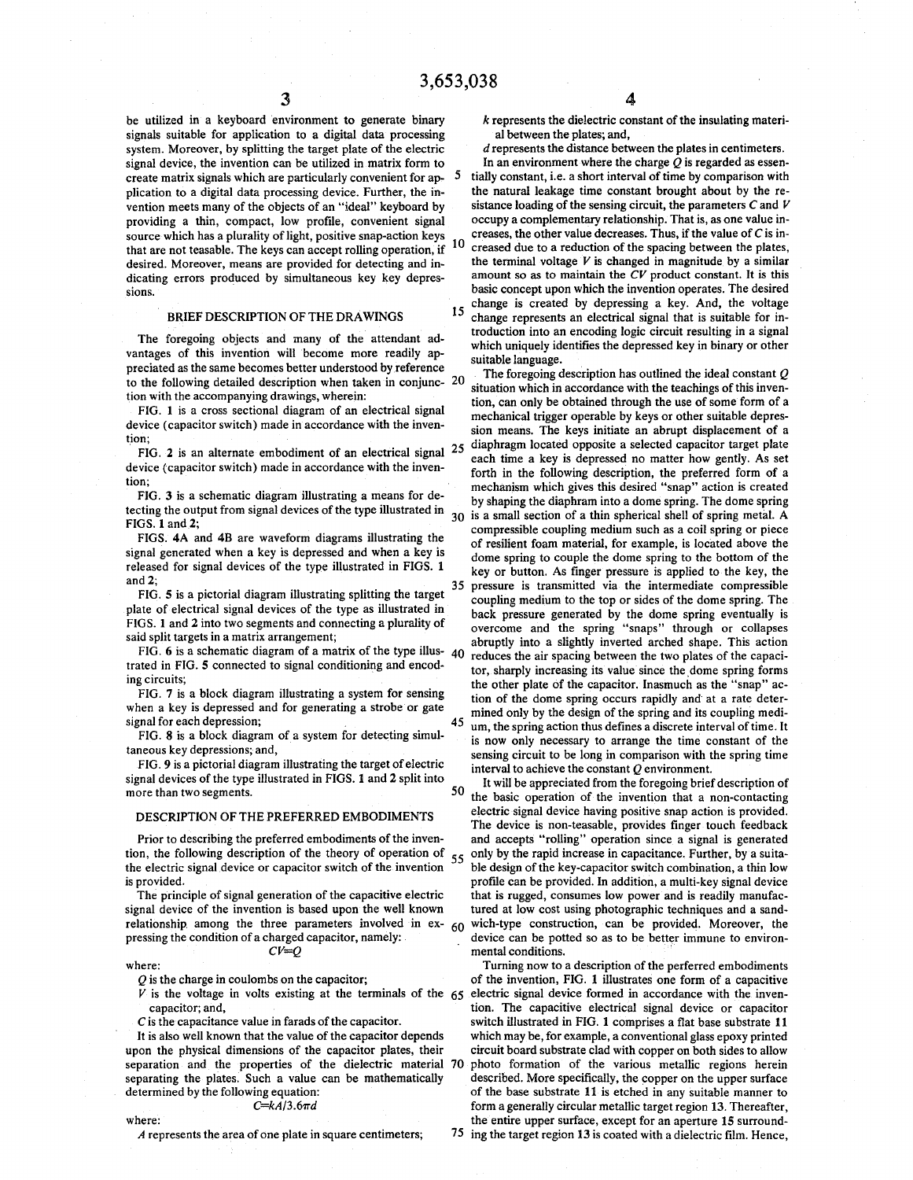be utilized in a keyboard environment to generate binary signals suitable for application to a digital data processing system. Moreover, by splitting the target plate of the electric signal device, the invention can be utilized in matrix form to create matrix signals which are particularly convenient for application to a digital data processing device. Further, the invention meets many of the objects of an "ideal" keyboard by providing a thin, compact, low profile, convenient signal source which has a plurality of light, positive snap-action keys that are not teasable. The keys can accept rolling operation, if desired. Moreover, means are provided for detecting and indicating errors produced by simultaneous key key depressions.

## BRIEF DESCRIPTION OF THE DRAWINGS

The foregoing objects and many of the attendant advantages of this invention will become more readily appreciated as the same becomes better understood by reference to the following detailed description when taken in conjunction with the accompanying drawings, wherein:

FIG. 1 is a cross sectional diagram of an electrical signal device (capacitor switch) made in accordance with the invention;

FIG. 2 is an alternate embodiment of an electrical signal device (capacitor switch) made in accordance with the invention;

FIG. 3 is a schematic diagram illustrating a means for detecting the output from signal devices of the type illustrated in FIGS. 1 and 2;

FIGS. 4A and 4B are waveform diagrams illustrating the signal generated when a key is depressed and when a key is released for signal devices of the type illustrated in FIGS. 1 and 2;

FIG. 5 is a pictorial diagram illustrating splitting the target plate of electrical signal devices of the type as illustrated in FIGS. 1 and 2 into two segments and connecting a plurality of said split targets in a matrix arrangement;

FIG. 6 is a schematic diagram of a matrix of the type illustrated in FIG. 5 connected to signal conditioning and encoding circuits;

FIG. 7 is a block diagram illustrating a system for sensing when a key is depressed and for generating a strobe or gate signal for each depression;

FIG. 8 is a block diagram of a system for detecting simultaneous key depressions; and,

FIG. 9 is a pictorial diagram illustrating the target of electric signal devices of the type illustrated in FIGS. 1 and 2 split into more than two segments.

## DESCRIPTION OF THE PREFERRED EMBODIMENTS

Prior to describing the preferred embodiments of the invention, the following description of the theory of operation of the electric signal device or capacitor switch of the invention is provided.

The principle of signal generation of the capacitive electric signal device of the invention is based upon the well known relationship among the three parameters involved in expressing the condition of a charged capacitor, namely:

$$CV=Q$$

where:

$Q$ is the charge in coulombs on the capacitor;

$V$ is the voltage in volts existing at the terminals of the capacitor; and,

$C$ is the capacitance value in farads of the capacitor.

It is also well known that the value of the capacitor depends upon the physical dimensions of the capacitor plates, their separation and the properties of the dielectric material separating the plates. Such a value can be mathematically determined by the following equation:

$$C=kA/3.6\pi d$$

where:

$A$ represents the area of one plate in square centimeters;

$k$ represents the dielectric constant of the insulating material between the plates; and,

$d$ represents the distance between the plates in centimeters.

In an environment where the charge $Q$ is regarded as essentially constant, i.e. a short interval of time by comparison with the natural leakage time constant brought about by the resistance loading of the sensing circuit, the parameters $C$ and $V$ occupy a complementary relationship. That is, as one value increases, the other value decreases. Thus, if the value of $C$ is increased due to a reduction of the spacing between the plates, the terminal voltage $V$ is changed in magnitude by a similar amount so as to maintain the $CV$ product constant. It is this basic concept upon which the invention operates. The desired change is created by depressing a key. And, the voltage change represents an electrical signal that is suitable for introduction into an encoding logic circuit resulting in a signal which uniquely identifies the depressed key in binary or other suitable language.

The foregoing description has outlined the ideal constant $Q$ situation which in accordance with the teachings of this invention, can only be obtained through the use of some form of a mechanical trigger operable by keys or other suitable depression means. The keys initiate an abrupt displacement of a diaphragm located opposite a selected capacitor target plate each time a key is depressed no matter how gently. As set forth in the following description, the preferred form of a mechanism which gives this desired "snap" action is created by shaping the diaphram into a dome spring. The dome spring is a small section of a thin spherical shell of spring metal. A compressible coupling medium such as a coil spring or piece of resilient foam material, for example, is located above the dome spring to couple the dome spring to the bottom of the key or button. As finger pressure is applied to the key, the pressure is transmitted via the intermediate compressible coupling medium to the top or sides of the dome spring. The back pressure generated by the dome spring eventually is overcome and the spring "snaps" through or collapses abruptly into a slightly inverted arched shape. This action reduces the air spacing between the two plates of the capacitor, sharply increasing its value since the dome spring forms the other plate of the capacitor. Inasmuch as the "snap" action of the dome spring occurs rapidly and at a rate determined only by the design of the spring and its coupling medium, the spring action thus defines a discrete interval of time. It is now only necessary to arrange the time constant of the sensing circuit to be long in comparison with the spring time interval to achieve the constant $Q$ environment.

It will be appreciated from the foregoing brief description of the basic operation of the invention that a non-contacting electric signal device having positive snap action is provided. The device is non-teasable, provides finger touch feedback and accepts "rolling" operation since a signal is generated only by the rapid increase in capacitance. Further, by a suitable design of the key-capacitor switch combination, a thin low profile can be provided. In addition, a multi-key signal device that is rugged, consumes low power and is readily manufactured at low cost using photographic techniques and a sandwich-type construction, can be provided. Moreover, the device can be potted so as to be better immune to environmental conditions.

Turning now to a description of the perferred embodiments of the invention, FIG. 1 illustrates one form of a capacitive electric signal device formed in accordance with the invention. The capacitive electrical signal device or capacitor switch illustrated in FIG. 1 comprises a flat base substrate **11** which may be, for example, a conventional glass epoxy printed circuit board substrate clad with copper on both sides to allow photo formation of the various metallic regions herein described. More specifically, the copper on the upper surface of the base substrate **11** is etched in any suitable manner to form a generally circular metallic target region **13**. Thereafter, the entire upper surface, except for an aperture **15** surrounding the target region **13** is coated with a dielectric film. Hence,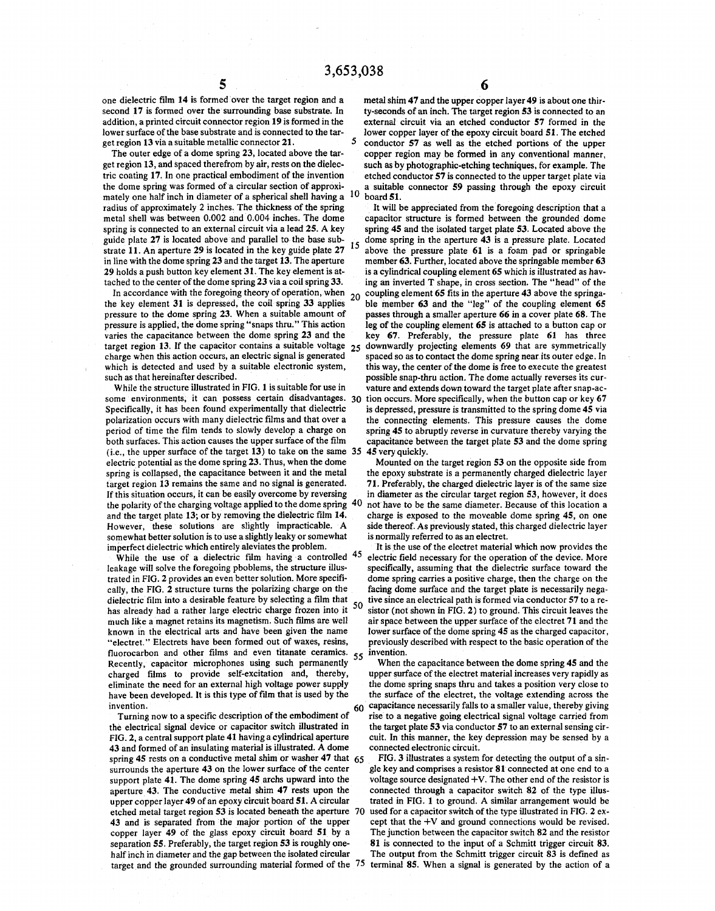one dielectric film 14 is formed over the target region and a second 17 is formed over the surrounding base substrate. In addition, a printed circuit connector region 19 is formed in the lower surface of the base substrate and is connected to the target region 13 via a suitable metallic connector 21.

The outer edge of a dome spring 23, located above the target region 13, and spaced therefrom by air, rests on the dielectric coating 17. In one practical embodiment of the invention the dome spring was formed of a circular section of approximately one half inch in diameter of a spherical shell having a radius of approximately 2 inches. The thickness of the spring metal shell was between 0.002 and 0.004 inches. The dome spring is connected to an external circuit via a lead 25. A key guide plate 27 is located above and parallel to the base substrate 11. An aperture 29 is located in the key guide plate 27 in line with the dome spring 23 and the target 13. The aperture 29 holds a push button key element 31. The key element is attached to the center of the dome spring 23 via a coil spring 33.

In accordance with the foregoing theory of operation, when the key element 31 is depressed, the coil spring 33 applies pressure to the dome spring 23. When a suitable amount of pressure is applied, the dome spring "snaps thru." This action varies the capacitance between the dome spring 23 and the target region 13. If the capacitor contains a suitable voltage charge when this action occurs, an electric signal is generated which is detected and used by a suitable electronic system, such as that hereinafter described.

While the structure illustrated in FIG. 1 is suitable for use in some environments, it can possess certain disadvantages. Specifically, it has been found experimentally that dielectric polarization occurs with many dielectric films and that over a period of time the film tends to slowly develop a charge on both surfaces. This action causes the upper surface of the film (i.e., the upper surface of the target 13) to take on the same electric potential as the dome spring 23. Thus, when the dome spring is collapsed, the capacitance between it and the metal target region 13 remains the same and no signal is generated. If this situation occurs, it can be easily overcome by reversing the polarity of the charging voltage applied to the dome spring and the target plate 13; or by removing the dielectric film 14. However, these solutions are slightly impracticable. A somewhat better solution is to use a slightly leaky or somewhat imperfect dielectric which entirely aleviates the problem.

While the use of a dielectric film having a controlled leakage will solve the foregoing pboblems, the structure illustrated in FIG. 2 provides an even better solution. More specifically, the FIG. 2 structure turns the polarizing charge on the dielectric film into a desirable feature by selecting a film that has already had a rather large electric charge frozen into it much like a magnet retains its magnetism. Such films are well known in the electrical arts and have been given the name "electret." Electrets have been formed out of waxes, resins, fluorocarbon and other films and even titanate ceramics. Recently, capacitor microphones using such permanently charged films to provide self-excitation and, thereby, eliminate the need for an external high voltage power supply have been developed. It is this type of film that is used by the invention.

Turning now to a specific description of the embodiment of the electrical signal device or capacitor switch illustrated in FIG. 2, a central support plate 41 having a cylindrical aperture 43 and formed of an insulating material is illustrated. A dome spring 45 rests on a conductive metal shim or washer 47 that surrounds the aperture 43 on the lower surface of the center support plate 41. The dome spring 45 archs upward into the aperture 43. The conductive metal shim 47 rests upon the upper copper layer 49 of an epoxy circuit board 51. A circular etched metal target region 53 is located beneath the aperture 43 and is separated from the major portion of the upper copper layer 49 of the glass epoxy circuit board 51 by a separation 55. Preferably, the target region 53 is roughly one-half inch in diameter and the gap between the isolated circular target and the grounded surrounding material formed of the metal shim 47 and the upper copper layer 49 is about one thirty-seconds of an inch. The target region 53 is connected to an external circuit via an etched conductor 57 formed in the lower copper layer of the epoxy circuit board 51. The etched conductor 57 as well as the etched portions of the upper copper region may be formed in any conventional manner, such as by photographic-etching techniques, for example. The etched conductor 57 is connected to the upper target plate via a suitable connector 59 passing through the epoxy circuit board 51.

It will be appreciated from the foregoing description that a capacitor structure is formed between the grounded dome spring 45 and the isolated target plate 53. Located above the dome spring in the aperture 43 is a pressure plate. Located above the pressure plate 61 is a foam pad or springable member 63. Further, located above the springable member 63 is a cylindrical coupling element 65 which is illustrated as having an inverted T shape, in cross section. The "head" of the coupling element 65 fits in the aperture 43 above the springable member 63 and the "leg" of the coupling element 65 passes through a smaller aperture 66 in a cover plate 68. The leg of the coupling element 65 is attached to a button cap or key 67. Preferably, the pressure plate 61 has three downwardly projecting elements 69 that are symmetrically spaced so as to contact the dome spring near its outer edge. In this way, the center of the dome is free to execute the greatest possible snap-thru action. The dome actually reverses its curvature and extends down toward the target plate after snap-action occurs. More specifically, when the button cap or key 67 is depressed, pressure is transmitted to the spring dome 45 via the connecting elements. This pressure causes the dome spring 45 to abruptly reverse in curvature thereby varying the capacitance between the target plate 53 and the dome spring 45 very quickly.

Mounted on the target region 53 on the opposite side from the epoxy substrate is a permanently charged dielectric layer 71. Preferably, the charged dielectric layer is of the same size in diameter as the circular target region 53, however, it does not have to be the same diameter. Because of this location a charge is exposed to the moveable dome spring 45, on one side thereof. As previously stated, this charged dielectric layer is normally referred to as an electret.

It is the use of the electret material which now provides the electric field necessary for the operation of the device. More specifically, assuming that the dielectric surface toward the dome spring carries a positive charge, then the charge on the facing dome surface and the target plate is necessarily negative since an electrical path is formed via conductor 57 to a resistor (not shown in FIG. 2) to ground. This circuit leaves the air space between the upper surface of the electret 71 and the lower surface of the dome spring 45 as the charged capacitor, previously described with respect to the basic operation of the invention.

When the capacitance between the dome spring 45 and the upper surface of the electret material increases very rapidly as the dome spring snaps thru and takes a position very close to the surface of the electret, the voltage extending across the capacitance necessarily falls to a smaller value, thereby giving rise to a negative going electrical signal voltage carried from the target plate 53 via conductor 57 to an external sensing circuit. In this manner, the key depression may be sensed by a connected electronic circuit.

FIG. 3 illustrates a system for detecting the output of a single key and comprises a resistor 81 connected at one end to a voltage source designated +V. The other end of the resistor is connected through a capacitor switch 82 of the type illustrated in FIG. 1 to ground. A similar arrangement would be used for a capacitor switch of the type illustrated in FIG. 2 except that the +V and ground connections would be revised. The junction between the capacitor switch 82 and the resistor 81 is connected to the input of a Schmitt trigger circuit 83. The output from the Schmitt trigger circuit 83 is defined as terminal 85. When a signal is generated by the action of a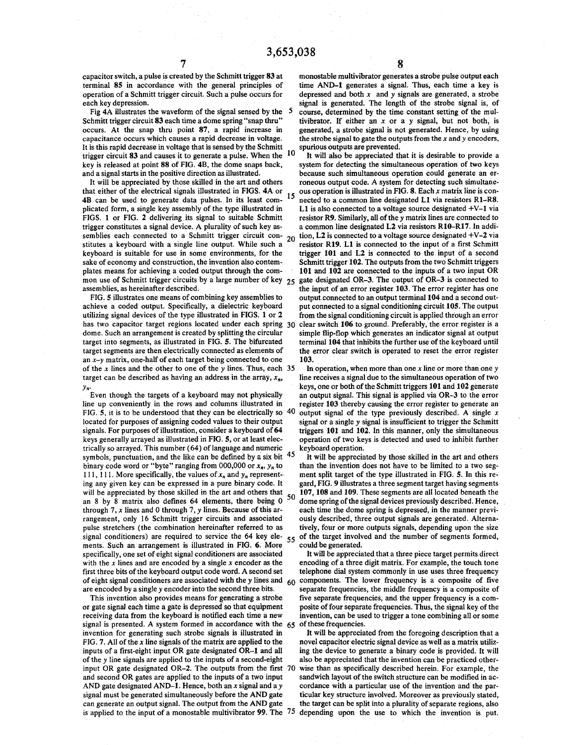capacitor switch, a pulse is created by the Schmitt trigger 83 at terminal 85 in accordance with the general principles of operation of a Schmitt trigger circuit. Such a pulse occurs for each key depression.

Fig 4A illustrates the waveform of the signal sensed by the Schmitt trigger circuit 83 each time a dome spring "snap thru" occurs. At the snap thru point 87, a rapid increase in capacitance occurs which causes a rapid decrease in voltage. It is this rapid decrease in voltage that is sensed by the Schmitt trigger circuit 83 and causes it to generate a pulse. When the key is released at point 88 of FIG. 4B, the dome snaps back, and a signal starts in the positive direction as illustrated.

It will be appreciated by those skilled in the art and others that either of the electrical signals illustrated in FIGS. 4A or 4B can be used to generate data pulses. In its least complicated form, a single key assembly of the type illustrated in FIGS. 1 or FIG. 2 delivering its signal to suitable Schmitt trigger constitutes a signal device. A plurality of such key assemblies each connected to a Schmitt trigger circuit constitutes a keyboard with a single line output. While such a keyboard is suitable for use in some environments, for the sake of economy and construction, the invention also contemplates means for achieving a coded output through the common use of Schmitt trigger circuits by a large number of key assemblies, as hereinafter described.

FIG. 5 illustrates one means of combining key assemblies to achieve a coded output. Specifically, a dielectric keyboard utilizing signal devices of the type illustrated in FIGS. 1 or 2 has two capacitor target regions located under each spring dome. Such an arrangement is created by splitting the circular target into segments, as illustrated in FIG. 5. The bifurcated target segments are then electrically connected as elements of an $x$–$y$ matrix, one-half of each target being connected to one of the $x$ lines and the other to one of the $y$ lines. Thus, each target can be described as having an address in the array, $x_n$, $y_n$.

Even though the targets of a keyboard may not physically line up conveniently in the rows and columns illustrated in FIG. 5, it is to be understood that they can be electrically so located for purposes of assigning coded values to their output signals. For purposes of illustration, consider a keyboard of 64 keys generally arrayed as illustrated in FIG. 5, or at least electrically so arrayed. This number (64) of language and numeric symbols, punctuation, and the like can be defined by a six bit binary code word or "byte" ranging from 000,000 or $x_n$, $y_n$ to 111, 111. More specifically, the values of $x_n$ and $y_n$ representing any given key can be expressed in a pure binary code. It will be appreciated by those skilled in the art and others that an 8 by 8 matrix also defines 64 elements, there being 0 through 7, $x$ lines and 0 through 7, $y$ lines. Because of this arrangement, only 16 Schmitt trigger circuits and associated pulse stretchers (the combination hereinafter referred to as signal conditioners) are required to service the 64 key elements. Such an arrangement is illustrated in FIG. 6. More specifically, one set of eight signal conditioners are associated with the $x$ lines and are encoded by a single $x$ encoder as the first three bits of the keyboard output code word. A second set of eight signal conditioners are associated with the $y$ lines and are encoded by a single $y$ encoder into the second three bits.

This invention also provides means for generating a strobe or gate signal each time a gate is depressed so that equipment receiving data from the keyboard is notified each time a new signal is presented. A system formed in accordance with the invention for generating such strobe signals is illustrated in FIG. 7. All of the $x$ line signals of the matrix are applied to the inputs of a first-eight input OR gate designated OR–1 and all of the $y$ line signals are applied to the inputs of a second-eight input OR gate designated OR–2. The outputs from the first and second OR gates are applied to the inputs of a two input AND gate designated AND–1. Hence, both an $x$ signal and a $y$ signal must be generated simultaneously before the AND gate can generate an output signal. The output from the AND gate is applied to the input of a monostable multivibrator 99. The monostable multivibrator generates a strobe pulse output each time AND–1 generates a signal. Thus, each time a key is depressed and both $x$ and $y$ signals are generated, a strobe signal is generated. The length of the strobe signal is, of course, determined by the time constant setting of the multivibrator. If either an $x$ or a $y$ signal, but not both, is generated, a strobe signal is not generated. Hence, by using the strobe signal to gate the outputs from the $x$ and $y$ encoders, spurious outputs are prevented.

It will also be appreciated that it is desirable to provide a system for detecting the simultaneous operation of two keys because such simultaneous operation could generate an erroneous output code. A system for detecting such simultaneous operation is illustrated in FIG. 8. Each $x$ matrix line is connected to a common line designated L1 via resistors R1–R8. L1 is also connected to a voltage source designated +V–1 via resistor R9. Similarly, all of the $y$ matrix lines are connected to a common line designated L2 via resistors R10–R17. In addition, L2 is connected to a voltage source designated +V–2 via resistor R19. L1 is connected to the input of a first Schmitt trigger 101 and L2 is connected to the input of a second Schmitt trigger 102. The outputs from the two Schmitt triggers 101 and 102 are connected to the inputs of a two input OR gate designated OR–3. The output of OR–3 is connected to the input of an error register 103. The error register has one output connected to an output terminal 104 and a second output connected to a signal conditioning circuit 105. The output from the signal conditioning circuit is applied through an error clear switch 106 to ground. Preferably, the error register is a simple flip-flop which generates an indicator signal at output terminal 104 that inhibits the further use of the keyboard until the error clear switch is operated to reset the error register 103.

In operation, when more than one $x$ line or more than one $y$ line receives a signal due to the simultaneous operation of two keys, one or both of the Schmitt triggers 101 and 102 generate an output signal. This signal is applied via OR–3 to the error register 103 thereby causing the error register to generate an output signal of the type previously described. A single $x$ signal or a single $y$ signal is insufficient to trigger the Schmitt triggers 101 and 102. In this manner, only the simultaneous operation of two keys is detected and used to inhibit further keyboard operation.

It will be appreciated by those skilled in the art and others than the invention does not have to be limited to a two segment split target of the type illustrated in FIG. 5. In this regard, FIG. 9 illustrates a three segment target having segments 107, 108 and 109. These segments are all located beneath the dome spring of the signal devices previously described. Hence, each time the dome spring is depressed, in the manner previously described, three output signals are generated. Alternatively, four or more outputs signals, depending upon the size of the target involved and the number of segments formed, could be generated.

It will be appreciated that a three piece target permits direct encoding of a three digit matrix. For example, the touch tone telephone dial system commonly in use uses three frequency components. The lower frequency is a composite of five separate frequencies, the middle frequency is a composite of five separate frequencies, and the upper frequency is a composite of four separate frequencies. Thus, the signal key of the invention, can be used to trigger a tone combining all or some of these frequencies.

It will be appreciated from the foregoing description that a novel capacitor electric signal device as well as a matrix utilizing the device to generate a binary code is provided. It will also be appreciated that the invention can be practiced otherwise than as specifically described herein. For example, the sandwich layout of the switch structure can be modified in accordance with a particular use of the invention and the particular key structure involved. Moreover as previously stated, the target can be split into a plurality of separate regions, also depending upon the use to which the invention is put.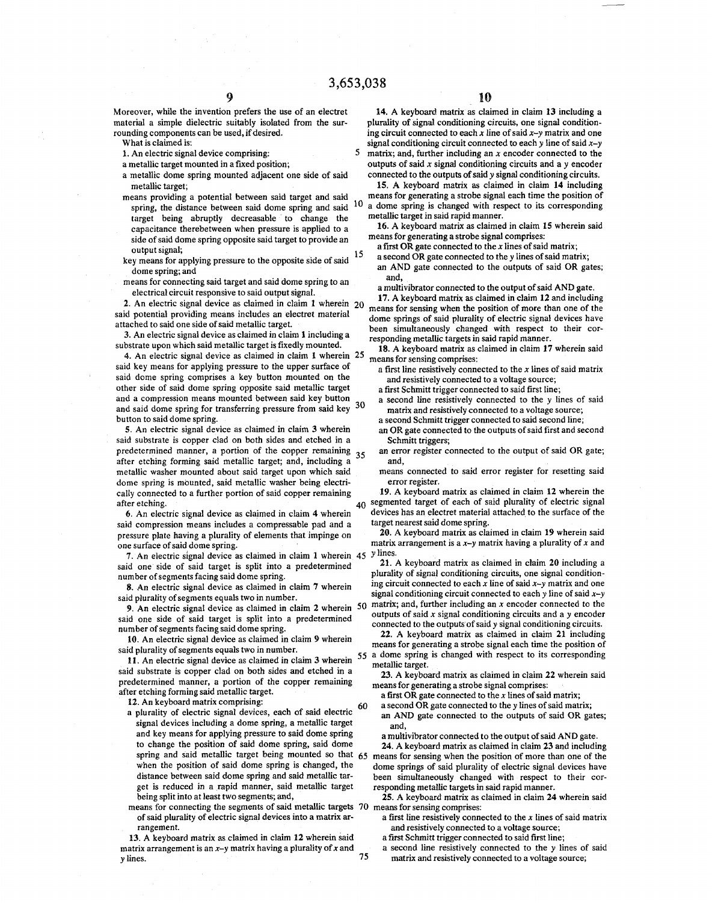Moreover, while the invention prefers the use of an electret material a simple dielectric suitably isolated from the surrounding components can be used, if desired.

What is claimed is:

1. An electric signal device comprising:
   - a metallic target mounted in a fixed position;
   - a metallic dome spring mounted adjacent one side of said metallic target;
   - means providing a potential between said target and said spring, the distance between said dome spring and said target being abruptly decreasable to change the capacitance therebetween when pressure is applied to a side of said dome spring opposite said target to provide an output signal;
   - key means for applying pressure to the opposite side of said dome spring; and
   - means for connecting said target and said dome spring to an electrical circuit responsive to said output signal.

2. An electric signal device as claimed in claim 1 wherein said potential providing means includes an electret material attached to said one side of said metallic target.

3. An electric signal device as claimed in claim 1 including a substrate upon which said metallic target is fixedly mounted.

4. An electric signal device as claimed in claim 1 wherein said key means for applying pressure to the upper surface of said dome spring comprises a key button mounted on the other side of said dome spring opposite said metallic target and a compression means mounted between said key button and said dome spring for transferring pressure from said key button to said dome spring.

5. An electric signal device as claimed in claim 3 wherein said substrate is copper clad on both sides and etched in a predetermined manner, a portion of the copper remaining after etching forming said metallic target; and, including a metallic washer mounted about said target upon which said dome spring is mounted, said metallic washer being electrically connected to a further portion of said copper remaining after etching.

6. An electric signal device as claimed in claim 4 wherein said compression means includes a compressable pad and a pressure plate having a plurality of elements that impinge on one surface of said dome spring.

7. An electric signal device as claimed in claim 1 wherein said one side of said target is split into a predetermined number of segments facing said dome spring.

8. An electric signal device as claimed in claim 7 wherein said plurality of segments equals two in number.

9. An electric signal device as claimed in claim 2 wherein said one side of said target is split into a predetermined number of segments facing said dome spring.

10. An electric signal device as claimed in claim 9 wherein said plurality of segments equals two in number.

11. An electric signal device as claimed in claim 3 wherein said substrate is copper clad on both sides and etched in a predetermined manner, a portion of the copper remaining after etching forming said metallic target.

12. An keyboard matrix comprising:
   - a plurality of electric signal devices, each of said electric signal devices including a dome spring, a metallic target and key means for applying pressure to said dome spring to change the position of said dome spring, said dome spring and said metallic target being mounted so that when the position of said dome spring is changed, the distance between said dome spring and said metallic target is reduced in a rapid manner, said metallic target being split into at least two segments; and,
   - means for connecting the segments of said metallic targets of said plurality of electric signal devices into a matrix arrangement.

13. A keyboard matrix as claimed in claim 12 wherein said matrix arrangement is an $x$–$y$ matrix having a plurality of $x$ and $y$ lines.

14. A keyboard matrix as claimed in claim 13 including a plurality of signal conditioning circuits, one signal conditioning circuit connected to each $x$ line of said $x$–$y$ matrix and one signal conditioning circuit connected to each $y$ line of said $x$–$y$ matrix; and, further including an $x$ encoder connected to the outputs of said $x$ signal conditioning circuits and a $y$ encoder connected to the outputs of said $y$ signal conditioning circuits.

15. A keyboard matrix as claimed in claim 14 including means for generating a strobe signal each time the position of a dome spring is changed with respect to its corresponding metallic target in said rapid manner.

16. A keyboard matrix as claimed in claim 15 wherein said means for generating a strobe signal comprises:
   - a first OR gate connected to the $x$ lines of said matrix;
   - a second OR gate connected to the $y$ lines of said matrix;
   - an AND gate connected to the outputs of said OR gates; and,
   - a multivibrator connected to the output of said AND gate.

17. A keyboard matrix as claimed in claim 12 and including means for sensing when the position of more than one of the dome springs of said plurality of electric signal devices have been simultaneously changed with respect to their corresponding metallic targets in said rapid manner.

18. A keyboard matrix as claimed in claim 17 wherein said means for sensing comprises:
   - a first line resistively connected to the $x$ lines of said matrix and resistively connected to a voltage source;
   - a first Schmitt trigger connected to said first line;
   - a second line resistively connected to the $y$ lines of said matrix and resistively connected to a voltage source;
   - a second Schmitt trigger connected to said second line;
   - an OR gate connected to the outputs of said first and second Schmitt triggers;
   - an error register connected to the output of said OR gate; and,
   - means connected to said error register for resetting said error register.

19. A keyboard matrix as claimed in claim 12 wherein the segmented target of each of said plurality of electric signal devices has an electret material attached to the surface of the target nearest said dome spring.

20. A keyboard matrix as claimed in claim 19 wherein said matrix arrangement is a $x$–$y$ matrix having a plurality of $x$ and $y$ lines.

21. A keyboard matrix as claimed in claim 20 including a plurality of signal conditioning circuits, one signal conditioning circuit connected to each $x$ line of said $x$–$y$ matrix and one signal conditioning circuit connected to each $y$ line of said $x$–$y$ matrix; and, further including an $x$ encoder connected to the outputs of said $x$ signal conditioning circuits and a $y$ encoder connected to the outputs of said $y$ signal conditioning circuits.

22. A keyboard matrix as claimed in claim 21 including means for generating a strobe signal each time the position of a dome spring is changed with respect to its corresponding metallic target.

23. A keyboard matrix as claimed in claim 22 wherein said means for generating a strobe signal comprises:
   - a first OR gate connected to the $x$ lines of said matrix;
   - a second OR gate connected to the $y$ lines of said matrix;
   - an AND gate connected to the outputs of said OR gates; and,
   - a multivibrator connected to the output of said AND gate.

24. A keyboard matrix as claimed in claim 23 and including means for sensing when the position of more than one of the dome springs of said plurality of electric signal devices have been simultaneously changed with respect to their corresponding metallic targets in said rapid manner.

25. A keyboard matrix as claimed in claim 24 wherein said means for sensing comprises:
   - a first line resistively connected to the $x$ lines of said matrix and resistively connected to a voltage source;
   - a first Schmitt trigger connected to said first line;
   - a second line resistively connected to the $y$ lines of said matrix and resistively connected to a voltage source;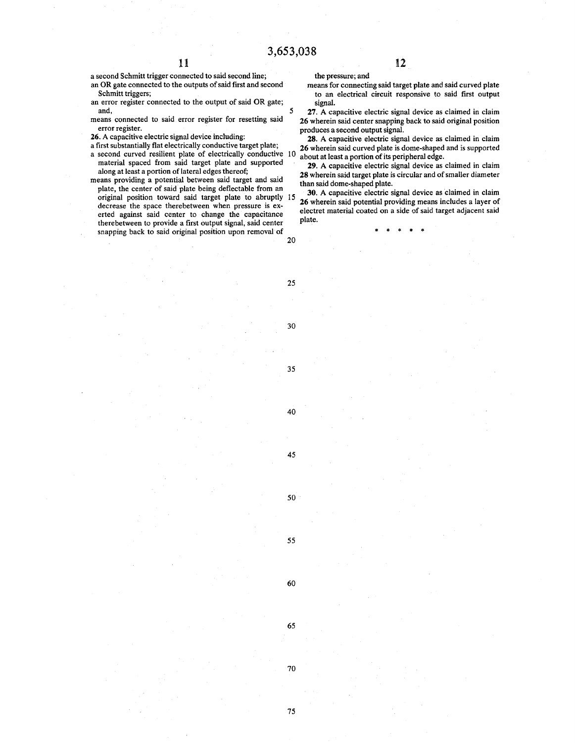a second Schmitt trigger connected to said second line;

an OR gate connected to the outputs of said first and second Schmitt triggers;

an error register connected to the output of said OR gate; and,

means connected to said error register for resetting said error register.

**26**. A capacitive electric signal device including:

a first substantially flat electrically conductive target plate;

a second curved resilient plate of electrically conductive material spaced from said target plate and supported along at least a portion of lateral edges thereof;

means providing a potential between said target and said plate, the center of said plate being deflectable from an original position toward said target plate to abruptly decrease the space therebetween when pressure is exerted against said center to change the capacitance therebetween to provide a first output signal, said center snapping back to said original position upon removal of the pressure; and

means for connecting said target plate and said curved plate to an electrical circuit responsive to said first output signal.

**27**. A capacitive electric signal device as claimed in claim **26** wherein said center snapping back to said original position produces a second output signal.

**28**. A capacitive electric signal device as claimed in claim **26** wherein said curved plate is dome-shaped and is supported about at least a portion of its peripheral edge.

**29**. A capacitive electric signal device as claimed in claim **28** wherein said target plate is circular and of smaller diameter than said dome-shaped plate.

**30**. A capacitive electric signal device as claimed in claim **26** wherein said potential providing means includes a layer of electret material coated on a side of said target adjacent said plate.

\* \* \* \* \*